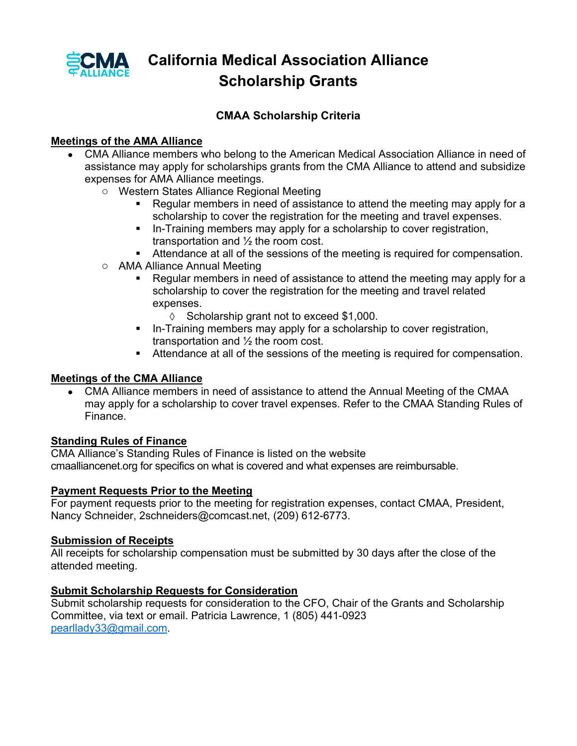# California Medical Association Alliance Scholarship Grants

## CMAA Scholarship Criteria

**Meetings of the AMA Alliance**

- CMA Alliance members who belong to the American Medical Association Alliance in need of assistance may apply for scholarships grants from the CMA Alliance to attend and subsidize expenses for AMA Alliance meetings.
  - Western States Alliance Regional Meeting
    - Regular members in need of assistance to attend the meeting may apply for a scholarship to cover the registration for the meeting and travel expenses.
    - In-Training members may apply for a scholarship to cover registration, transportation and ½ the room cost.
    - Attendance at all of the sessions of the meeting is required for compensation.
  - AMA Alliance Annual Meeting
    - Regular members in need of assistance to attend the meeting may apply for a scholarship to cover the registration for the meeting and travel related expenses.
      - ◊ Scholarship grant not to exceed $1,000.
    - In-Training members may apply for a scholarship to cover registration, transportation and ½ the room cost.
    - Attendance at all of the sessions of the meeting is required for compensation.

**Meetings of the CMA Alliance**

- CMA Alliance members in need of assistance to attend the Annual Meeting of the CMAA may apply for a scholarship to cover travel expenses. Refer to the CMAA Standing Rules of Finance.

**Standing Rules of Finance**

CMA Alliance's Standing Rules of Finance is listed on the website cmaalliancenet.org for specifics on what is covered and what expenses are reimbursable.

**Payment Requests Prior to the Meeting**

For payment requests prior to the meeting for registration expenses, contact CMAA, President, Nancy Schneider, 2schneiders@comcast.net, (209) 612-6773.

**Submission of Receipts**

All receipts for scholarship compensation must be submitted by 30 days after the close of the attended meeting.

**Submit Scholarship Requests for Consideration**

Submit scholarship requests for consideration to the CFO, Chair of the Grants and Scholarship Committee, via text or email. Patricia Lawrence, 1 (805) 441-0923 pearllady33@gmail.com.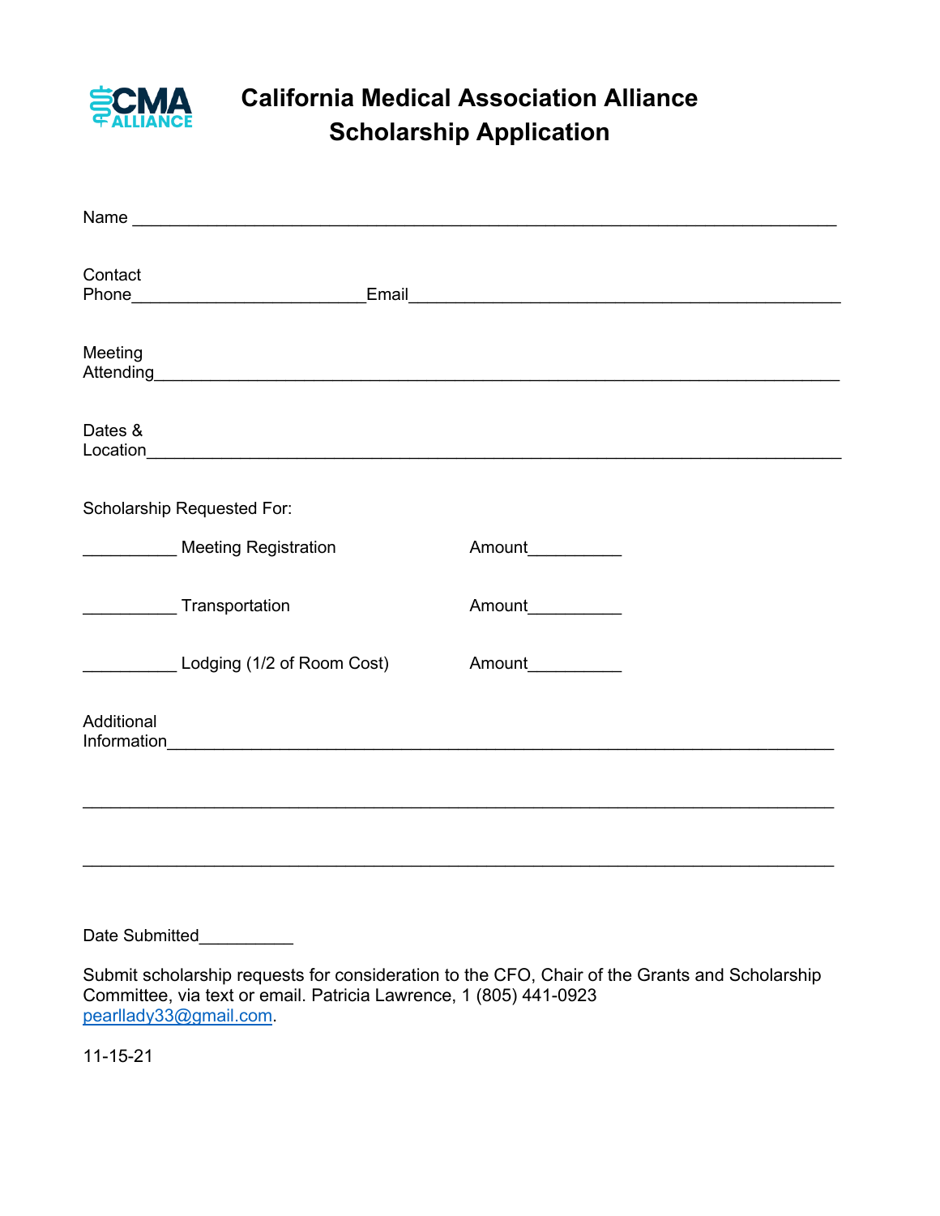# California Medical Association Alliance
# Scholarship Application

Name ___________________________________________________________________

Contact
Phone________________________Email____________________________________________

Meeting
Attending______________________________________________________________________

Dates &
Location_______________________________________________________________________

Scholarship Requested For:

__________ Meeting Registration Amount__________

__________ Transportation Amount__________

__________ Lodging (1/2 of Room Cost) Amount__________

Additional
Information____________________________________________________________________

_____________________________________________________________________________

_____________________________________________________________________________

Date Submitted__________

Submit scholarship requests for consideration to the CFO, Chair of the Grants and Scholarship Committee, via text or email. Patricia Lawrence, 1 (805) 441-0923 pearllady33@gmail.com.

11-15-21